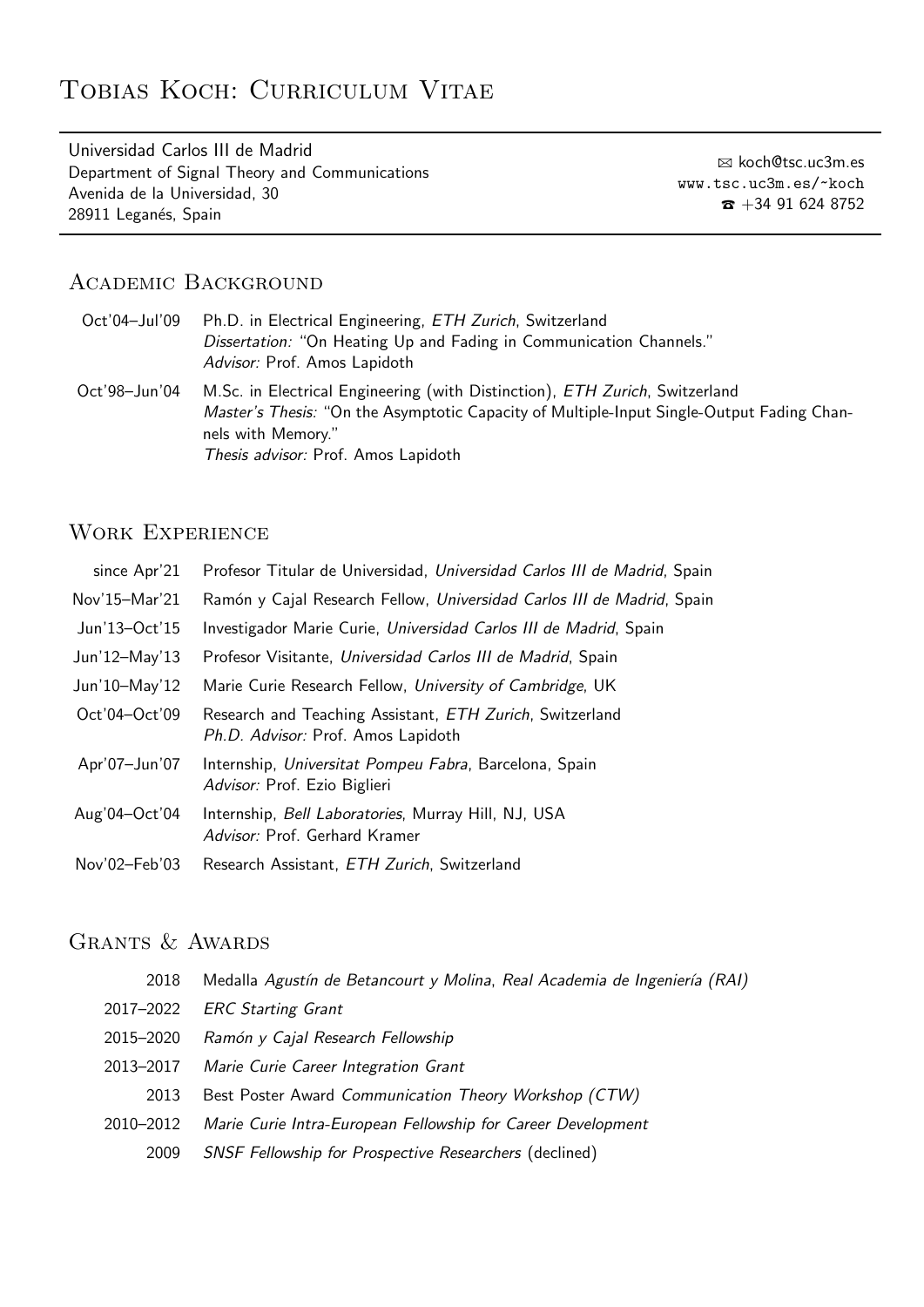# Tobias Koch: Curriculum Vitae

Universidad Carlos III de Madrid
Department of Signal Theory and Communications
Avenida de la Universidad, 30
28911 Leganés, Spain

✉ koch@tsc.uc3m.es
www.tsc.uc3m.es/~koch
☎ +34 91 624 8752

## Academic Background

**Oct'04–Jul'09** Ph.D. in Electrical Engineering, *ETH Zurich*, Switzerland
*Dissertation:* "On Heating Up and Fading in Communication Channels."
*Advisor:* Prof. Amos Lapidoth

**Oct'98–Jun'04** M.Sc. in Electrical Engineering (with Distinction), *ETH Zurich*, Switzerland
*Master's Thesis:* "On the Asymptotic Capacity of Multiple-Input Single-Output Fading Channels with Memory."
*Thesis advisor:* Prof. Amos Lapidoth

## Work Experience

**since Apr'21** Profesor Titular de Universidad, *Universidad Carlos III de Madrid*, Spain

**Nov'15–Mar'21** Ramón y Cajal Research Fellow, *Universidad Carlos III de Madrid*, Spain

**Jun'13–Oct'15** Investigador Marie Curie, *Universidad Carlos III de Madrid*, Spain

**Jun'12–May'13** Profesor Visitante, *Universidad Carlos III de Madrid*, Spain

**Jun'10–May'12** Marie Curie Research Fellow, *University of Cambridge*, UK

**Oct'04–Oct'09** Research and Teaching Assistant, *ETH Zurich*, Switzerland
*Ph.D. Advisor:* Prof. Amos Lapidoth

**Apr'07–Jun'07** Internship, *Universitat Pompeu Fabra*, Barcelona, Spain
*Advisor:* Prof. Ezio Biglieri

**Aug'04–Oct'04** Internship, *Bell Laboratories*, Murray Hill, NJ, USA
*Advisor:* Prof. Gerhard Kramer

**Nov'02–Feb'03** Research Assistant, *ETH Zurich*, Switzerland

## Grants & Awards

**2018** Medalla *Agustín de Betancourt y Molina*, *Real Academia de Ingeniería (RAI)*

**2017–2022** *ERC Starting Grant*

**2015–2020** *Ramón y Cajal Research Fellowship*

**2013–2017** *Marie Curie Career Integration Grant*

**2013** Best Poster Award *Communication Theory Workshop (CTW)*

**2010–2012** *Marie Curie Intra-European Fellowship for Career Development*

**2009** *SNSF Fellowship for Prospective Researchers* (declined)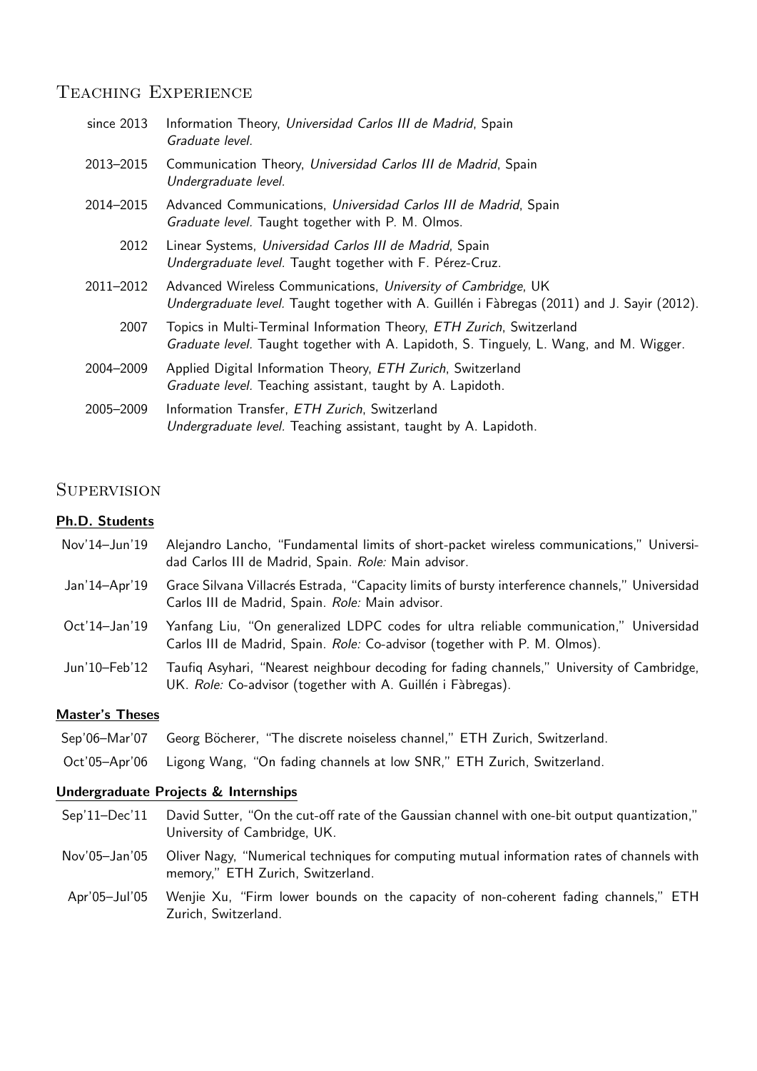## Teaching Experience

- **since 2013** — Information Theory, *Universidad Carlos III de Madrid*, Spain
  *Graduate level.*
- **2013–2015** — Communication Theory, *Universidad Carlos III de Madrid*, Spain
  *Undergraduate level.*
- **2014–2015** — Advanced Communications, *Universidad Carlos III de Madrid*, Spain
  *Graduate level.* Taught together with P. M. Olmos.
- **2012** — Linear Systems, *Universidad Carlos III de Madrid*, Spain
  *Undergraduate level.* Taught together with F. Pérez-Cruz.
- **2011–2012** — Advanced Wireless Communications, *University of Cambridge*, UK
  *Undergraduate level.* Taught together with A. Guillén i Fàbregas (2011) and J. Sayir (2012).
- **2007** — Topics in Multi-Terminal Information Theory, *ETH Zurich*, Switzerland
  *Graduate level.* Taught together with A. Lapidoth, S. Tinguely, L. Wang, and M. Wigger.
- **2004–2009** — Applied Digital Information Theory, *ETH Zurich*, Switzerland
  *Graduate level.* Teaching assistant, taught by A. Lapidoth.
- **2005–2009** — Information Transfer, *ETH Zurich*, Switzerland
  *Undergraduate level.* Teaching assistant, taught by A. Lapidoth.

## Supervision

### Ph.D. Students

- **Nov'14–Jun'19** — Alejandro Lancho, "Fundamental limits of short-packet wireless communications," Universidad Carlos III de Madrid, Spain. *Role:* Main advisor.
- **Jan'14–Apr'19** — Grace Silvana Villacrés Estrada, "Capacity limits of bursty interference channels," Universidad Carlos III de Madrid, Spain. *Role:* Main advisor.
- **Oct'14–Jan'19** — Yanfang Liu, "On generalized LDPC codes for ultra reliable communication," Universidad Carlos III de Madrid, Spain. *Role:* Co-advisor (together with P. M. Olmos).
- **Jun'10–Feb'12** — Taufiq Asyhari, "Nearest neighbour decoding for fading channels," University of Cambridge, UK. *Role:* Co-advisor (together with A. Guillén i Fàbregas).

### Master's Theses

- **Sep'06–Mar'07** — Georg Böcherer, "The discrete noiseless channel," ETH Zurich, Switzerland.
- **Oct'05–Apr'06** — Ligong Wang, "On fading channels at low SNR," ETH Zurich, Switzerland.

### Undergraduate Projects & Internships

- **Sep'11–Dec'11** — David Sutter, "On the cut-off rate of the Gaussian channel with one-bit output quantization," University of Cambridge, UK.
- **Nov'05–Jan'05** — Oliver Nagy, "Numerical techniques for computing mutual information rates of channels with memory," ETH Zurich, Switzerland.
- **Apr'05–Jul'05** — Wenjie Xu, "Firm lower bounds on the capacity of non-coherent fading channels," ETH Zurich, Switzerland.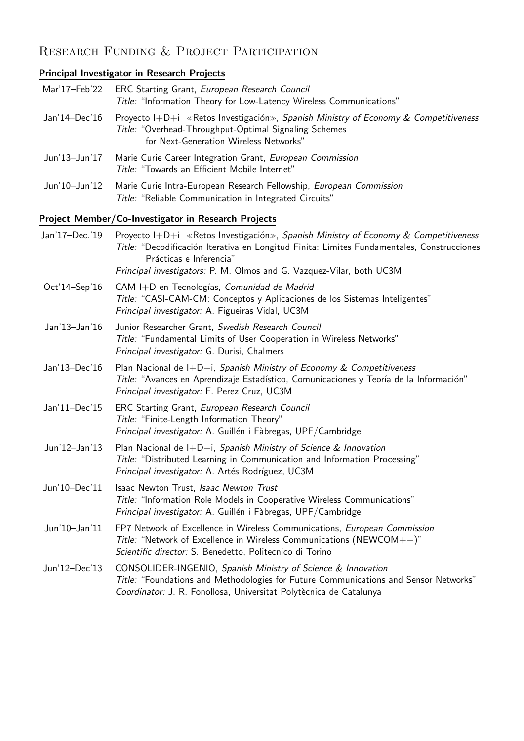## Research Funding & Project Participation

### Principal Investigator in Research Projects

**Mar'17–Feb'22** ERC Starting Grant, *European Research Council*
*Title:* "Information Theory for Low-Latency Wireless Communications"

**Jan'14–Dec'16** Proyecto I+D+i «Retos Investigación», *Spanish Ministry of Economy & Competitiveness*
*Title:* "Overhead-Throughput-Optimal Signaling Schemes for Next-Generation Wireless Networks"

**Jun'13–Jun'17** Marie Curie Career Integration Grant, *European Commission*
*Title:* "Towards an Efficient Mobile Internet"

**Jun'10–Jun'12** Marie Curie Intra-European Research Fellowship, *European Commission*
*Title:* "Reliable Communication in Integrated Circuits"

### Project Member/Co-Investigator in Research Projects

**Jan'17–Dec.'19** Proyecto I+D+i «Retos Investigación», *Spanish Ministry of Economy & Competitiveness*
*Title:* "Decodificación Iterativa en Longitud Finita: Limites Fundamentales, Construcciones Prácticas e Inferencia"
*Principal investigators:* P. M. Olmos and G. Vazquez-Vilar, both UC3M

**Oct'14–Sep'16** CAM I+D en Tecnologías, *Comunidad de Madrid*
*Title:* "CASI-CAM-CM: Conceptos y Aplicaciones de los Sistemas Inteligentes"
*Principal investigator:* A. Figueiras Vidal, UC3M

**Jan'13–Jan'16** Junior Researcher Grant, *Swedish Research Council*
*Title:* "Fundamental Limits of User Cooperation in Wireless Networks"
*Principal investigator:* G. Durisi, Chalmers

**Jan'13–Dec'16** Plan Nacional de I+D+i, *Spanish Ministry of Economy & Competitiveness*
*Title:* "Avances en Aprendizaje Estadístico, Comunicaciones y Teoría de la Información"
*Principal investigator:* F. Perez Cruz, UC3M

**Jan'11–Dec'15** ERC Starting Grant, *European Research Council*
*Title:* "Finite-Length Information Theory"
*Principal investigator:* A. Guillén i Fàbregas, UPF/Cambridge

**Jun'12–Jan'13** Plan Nacional de I+D+i, *Spanish Ministry of Science & Innovation*
*Title:* "Distributed Learning in Communication and Information Processing"
*Principal investigator:* A. Artés Rodríguez, UC3M

**Jun'10–Dec'11** Isaac Newton Trust, *Isaac Newton Trust*
*Title:* "Information Role Models in Cooperative Wireless Communications"
*Principal investigator:* A. Guillén i Fàbregas, UPF/Cambridge

**Jun'10–Jan'11** FP7 Network of Excellence in Wireless Communications, *European Commission*
*Title:* "Network of Excellence in Wireless Communications (NEWCOM++)"
*Scientific director:* S. Benedetto, Politecnico di Torino

**Jun'12–Dec'13** CONSOLIDER-INGENIO, *Spanish Ministry of Science & Innovation*
*Title:* "Foundations and Methodologies for Future Communications and Sensor Networks"
*Coordinator:* J. R. Fonollosa, Universitat Polytècnica de Catalunya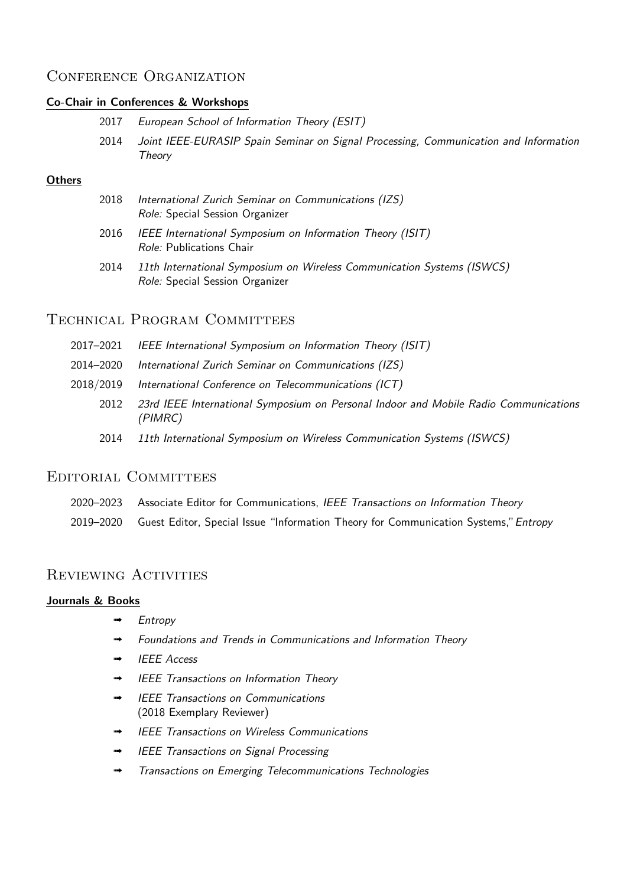## Conference Organization

### Co-Chair in Conferences & Workshops

- 2017 *European School of Information Theory (ESIT)*
- 2014 *Joint IEEE-EURASIP Spain Seminar on Signal Processing, Communication and Information Theory*

### Others

- 2018 *International Zurich Seminar on Communications (IZS)*
  *Role:* Special Session Organizer
- 2016 *IEEE International Symposium on Information Theory (ISIT)*
  *Role:* Publications Chair
- 2014 *11th International Symposium on Wireless Communication Systems (ISWCS)*
  *Role:* Special Session Organizer

## Technical Program Committees

- 2017–2021 *IEEE International Symposium on Information Theory (ISIT)*
- 2014–2020 *International Zurich Seminar on Communications (IZS)*
- 2018/2019 *International Conference on Telecommunications (ICT)*
- 2012 *23rd IEEE International Symposium on Personal Indoor and Mobile Radio Communications (PIMRC)*
- 2014 *11th International Symposium on Wireless Communication Systems (ISWCS)*

## Editorial Committees

- 2020–2023 Associate Editor for Communications, *IEEE Transactions on Information Theory*
- 2019–2020 Guest Editor, Special Issue "Information Theory for Communication Systems," *Entropy*

## Reviewing Activities

### Journals & Books

- *Entropy*
- *Foundations and Trends in Communications and Information Theory*
- *IEEE Access*
- *IEEE Transactions on Information Theory*
- *IEEE Transactions on Communications*
  (2018 Exemplary Reviewer)
- *IEEE Transactions on Wireless Communications*
- *IEEE Transactions on Signal Processing*
- *Transactions on Emerging Telecommunications Technologies*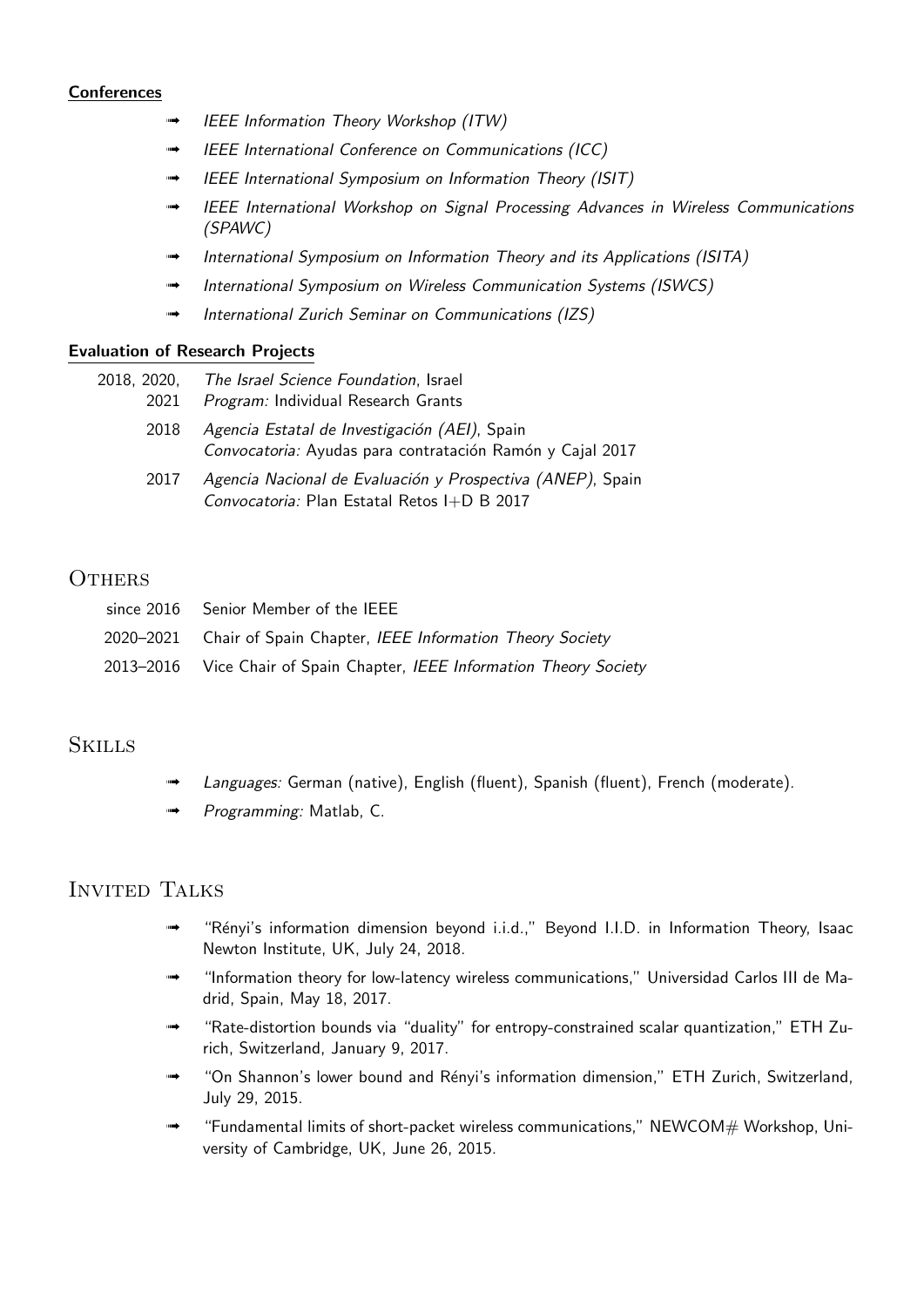#### Conferences

- *IEEE Information Theory Workshop (ITW)*
- *IEEE International Conference on Communications (ICC)*
- *IEEE International Symposium on Information Theory (ISIT)*
- *IEEE International Workshop on Signal Processing Advances in Wireless Communications (SPAWC)*
- *International Symposium on Information Theory and its Applications (ISITA)*
- *International Symposium on Wireless Communication Systems (ISWCS)*
- *International Zurich Seminar on Communications (IZS)*

#### Evaluation of Research Projects

| | |
|---|---|
| 2018, 2020, 2021 | *The Israel Science Foundation*, Israel<br>*Program:* Individual Research Grants |
| 2018 | *Agencia Estatal de Investigación (AEI)*, Spain<br>*Convocatoria:* Ayudas para contratación Ramón y Cajal 2017 |
| 2017 | *Agencia Nacional de Evaluación y Prospectiva (ANEP)*, Spain<br>*Convocatoria:* Plan Estatal Retos I+D B 2017 |

## Others

| | |
|---|---|
| since 2016 | Senior Member of the IEEE |
| 2020–2021 | Chair of Spain Chapter, *IEEE Information Theory Society* |
| 2013–2016 | Vice Chair of Spain Chapter, *IEEE Information Theory Society* |

## Skills

- *Languages:* German (native), English (fluent), Spanish (fluent), French (moderate).
- *Programming:* Matlab, C.

## Invited Talks

- "Rényi's information dimension beyond i.i.d.," Beyond I.I.D. in Information Theory, Isaac Newton Institute, UK, July 24, 2018.
- "Information theory for low-latency wireless communications," Universidad Carlos III de Madrid, Spain, May 18, 2017.
- "Rate-distortion bounds via "duality" for entropy-constrained scalar quantization," ETH Zurich, Switzerland, January 9, 2017.
- "On Shannon's lower bound and Rényi's information dimension," ETH Zurich, Switzerland, July 29, 2015.
- "Fundamental limits of short-packet wireless communications," NEWCOM# Workshop, University of Cambridge, UK, June 26, 2015.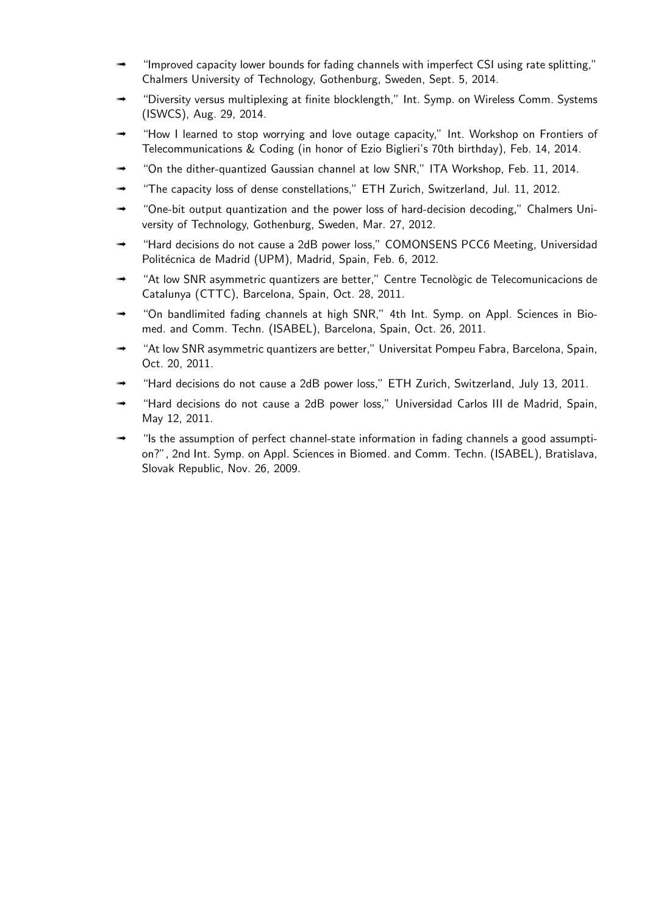- "Improved capacity lower bounds for fading channels with imperfect CSI using rate splitting," Chalmers University of Technology, Gothenburg, Sweden, Sept. 5, 2014.
- "Diversity versus multiplexing at finite blocklength," Int. Symp. on Wireless Comm. Systems (ISWCS), Aug. 29, 2014.
- "How I learned to stop worrying and love outage capacity," Int. Workshop on Frontiers of Telecommunications & Coding (in honor of Ezio Biglieri's 70th birthday), Feb. 14, 2014.
- "On the dither-quantized Gaussian channel at low SNR," ITA Workshop, Feb. 11, 2014.
- "The capacity loss of dense constellations," ETH Zurich, Switzerland, Jul. 11, 2012.
- "One-bit output quantization and the power loss of hard-decision decoding," Chalmers University of Technology, Gothenburg, Sweden, Mar. 27, 2012.
- "Hard decisions do not cause a 2dB power loss," COMONSENS PCC6 Meeting, Universidad Politécnica de Madrid (UPM), Madrid, Spain, Feb. 6, 2012.
- "At low SNR asymmetric quantizers are better," Centre Tecnològic de Telecomunicacions de Catalunya (CTTC), Barcelona, Spain, Oct. 28, 2011.
- "On bandlimited fading channels at high SNR," 4th Int. Symp. on Appl. Sciences in Biomed. and Comm. Techn. (ISABEL), Barcelona, Spain, Oct. 26, 2011.
- "At low SNR asymmetric quantizers are better," Universitat Pompeu Fabra, Barcelona, Spain, Oct. 20, 2011.
- "Hard decisions do not cause a 2dB power loss," ETH Zurich, Switzerland, July 13, 2011.
- "Hard decisions do not cause a 2dB power loss," Universidad Carlos III de Madrid, Spain, May 12, 2011.
- "Is the assumption of perfect channel-state information in fading channels a good assumption?", 2nd Int. Symp. on Appl. Sciences in Biomed. and Comm. Techn. (ISABEL), Bratislava, Slovak Republic, Nov. 26, 2009.